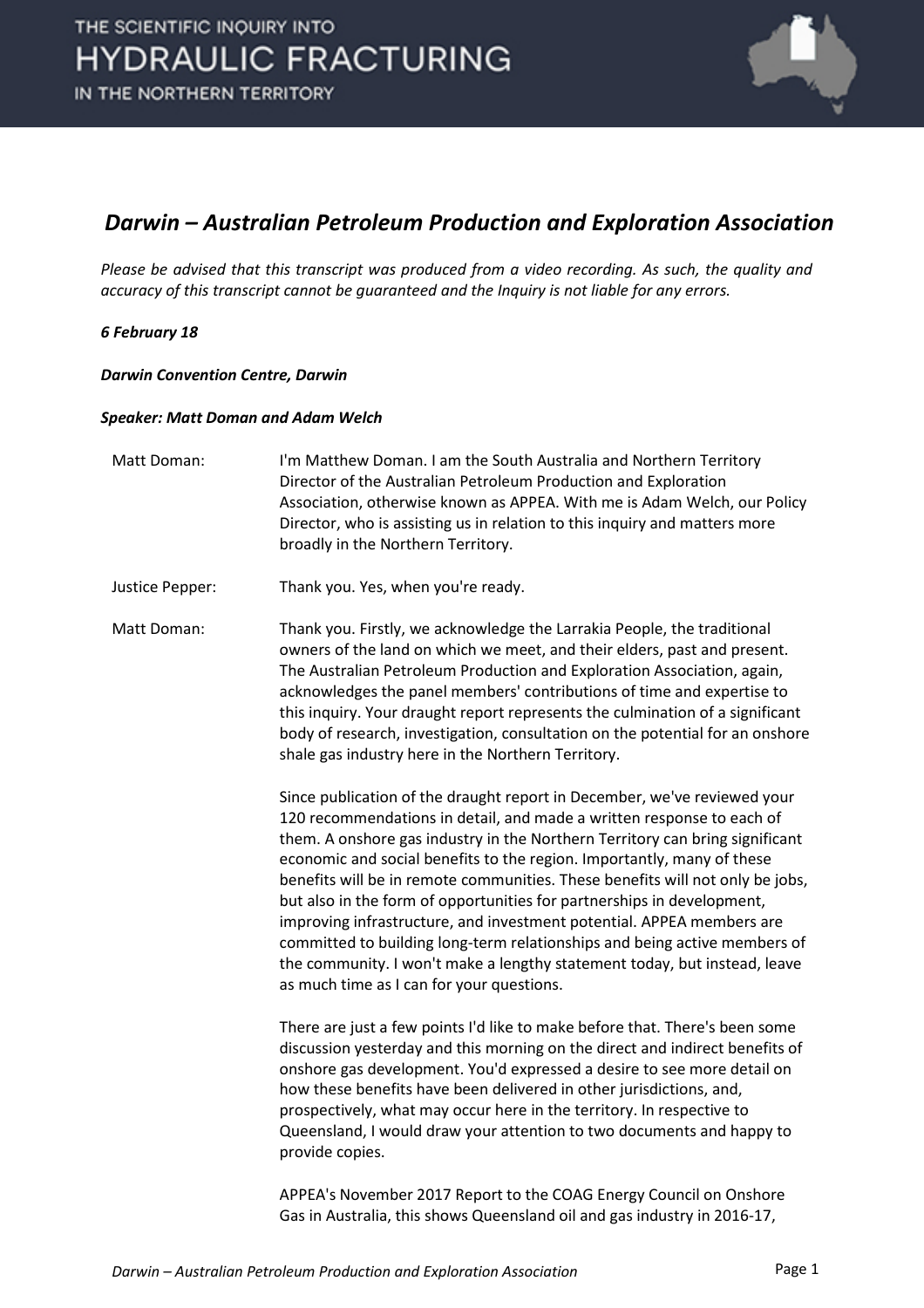# Darwin – Australian Petroleum Production and Exploration Association

*Please be advised that this transcript was produced from a video recording. As such, the quality and accuracy of this transcript cannot be guaranteed and the Inquiry is not liable for any errors.*

***6 February 18***

***Darwin Convention Centre, Darwin***

***Speaker: Matt Doman and Adam Welch***

| | |
|---|---|
| Matt Doman: | I'm Matthew Doman. I am the South Australia and Northern Territory Director of the Australian Petroleum Production and Exploration Association, otherwise known as APPEA. With me is Adam Welch, our Policy Director, who is assisting us in relation to this inquiry and matters more broadly in the Northern Territory. |
| Justice Pepper: | Thank you. Yes, when you're ready. |
| Matt Doman: | Thank you. Firstly, we acknowledge the Larrakia People, the traditional owners of the land on which we meet, and their elders, past and present. The Australian Petroleum Production and Exploration Association, again, acknowledges the panel members' contributions of time and expertise to this inquiry. Your draught report represents the culmination of a significant body of research, investigation, consultation on the potential for an onshore shale gas industry here in the Northern Territory.<br><br>Since publication of the draught report in December, we've reviewed your 120 recommendations in detail, and made a written response to each of them. A onshore gas industry in the Northern Territory can bring significant economic and social benefits to the region. Importantly, many of these benefits will be in remote communities. These benefits will not only be jobs, but also in the form of opportunities for partnerships in development, improving infrastructure, and investment potential. APPEA members are committed to building long-term relationships and being active members of the community. I won't make a lengthy statement today, but instead, leave as much time as I can for your questions.<br><br>There are just a few points I'd like to make before that. There's been some discussion yesterday and this morning on the direct and indirect benefits of onshore gas development. You'd expressed a desire to see more detail on how these benefits have been delivered in other jurisdictions, and, prospectively, what may occur here in the territory. In respective to Queensland, I would draw your attention to two documents and happy to provide copies.<br><br>APPEA's November 2017 Report to the COAG Energy Council on Onshore Gas in Australia, this shows Queensland oil and gas industry in 2016-17, |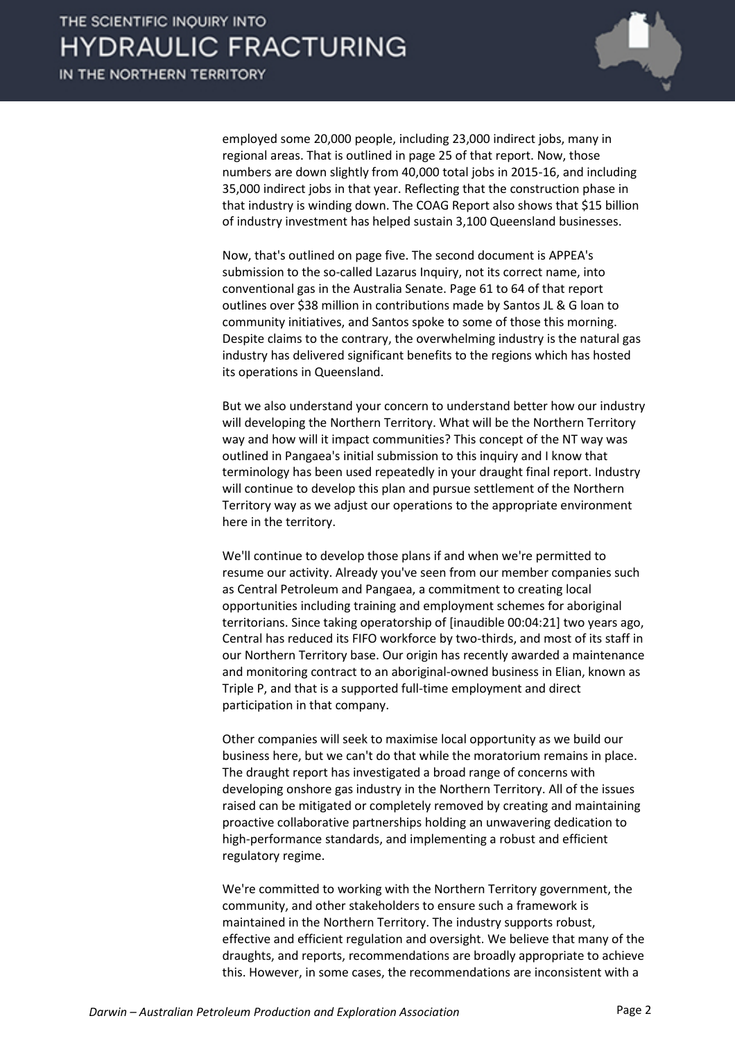employed some 20,000 people, including 23,000 indirect jobs, many in regional areas. That is outlined in page 25 of that report. Now, those numbers are down slightly from 40,000 total jobs in 2015-16, and including 35,000 indirect jobs in that year. Reflecting that the construction phase in that industry is winding down. The COAG Report also shows that $15 billion of industry investment has helped sustain 3,100 Queensland businesses.

Now, that's outlined on page five. The second document is APPEA's submission to the so-called Lazarus Inquiry, not its correct name, into conventional gas in the Australia Senate. Page 61 to 64 of that report outlines over $38 million in contributions made by Santos JL & G loan to community initiatives, and Santos spoke to some of those this morning. Despite claims to the contrary, the overwhelming industry is the natural gas industry has delivered significant benefits to the regions which has hosted its operations in Queensland.

But we also understand your concern to understand better how our industry will developing the Northern Territory. What will be the Northern Territory way and how will it impact communities? This concept of the NT way was outlined in Pangaea's initial submission to this inquiry and I know that terminology has been used repeatedly in your draught final report. Industry will continue to develop this plan and pursue settlement of the Northern Territory way as we adjust our operations to the appropriate environment here in the territory.

We'll continue to develop those plans if and when we're permitted to resume our activity. Already you've seen from our member companies such as Central Petroleum and Pangaea, a commitment to creating local opportunities including training and employment schemes for aboriginal territorians. Since taking operatorship of [inaudible 00:04:21] two years ago, Central has reduced its FIFO workforce by two-thirds, and most of its staff in our Northern Territory base. Our origin has recently awarded a maintenance and monitoring contract to an aboriginal-owned business in Elian, known as Triple P, and that is a supported full-time employment and direct participation in that company.

Other companies will seek to maximise local opportunity as we build our business here, but we can't do that while the moratorium remains in place. The draught report has investigated a broad range of concerns with developing onshore gas industry in the Northern Territory. All of the issues raised can be mitigated or completely removed by creating and maintaining proactive collaborative partnerships holding an unwavering dedication to high-performance standards, and implementing a robust and efficient regulatory regime.

We're committed to working with the Northern Territory government, the community, and other stakeholders to ensure such a framework is maintained in the Northern Territory. The industry supports robust, effective and efficient regulation and oversight. We believe that many of the draughts, and reports, recommendations are broadly appropriate to achieve this. However, in some cases, the recommendations are inconsistent with a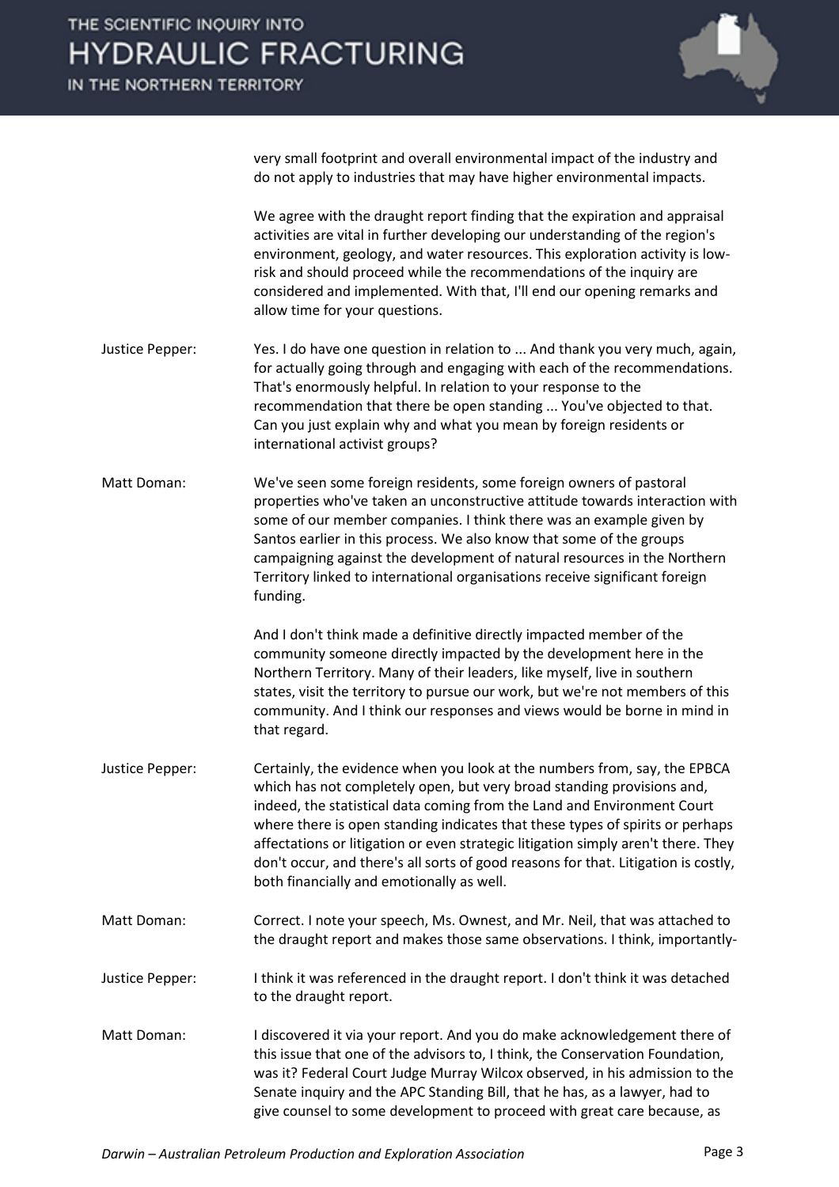very small footprint and overall environmental impact of the industry and do not apply to industries that may have higher environmental impacts.

We agree with the draught report finding that the expiration and appraisal activities are vital in further developing our understanding of the region's environment, geology, and water resources. This exploration activity is low-risk and should proceed while the recommendations of the inquiry are considered and implemented. With that, I'll end our opening remarks and allow time for your questions.

Justice Pepper: Yes. I do have one question in relation to ... And thank you very much, again, for actually going through and engaging with each of the recommendations. That's enormously helpful. In relation to your response to the recommendation that there be open standing ... You've objected to that. Can you just explain why and what you mean by foreign residents or international activist groups?

Matt Doman: We've seen some foreign residents, some foreign owners of pastoral properties who've taken an unconstructive attitude towards interaction with some of our member companies. I think there was an example given by Santos earlier in this process. We also know that some of the groups campaigning against the development of natural resources in the Northern Territory linked to international organisations receive significant foreign funding.

And I don't think made a definitive directly impacted member of the community someone directly impacted by the development here in the Northern Territory. Many of their leaders, like myself, live in southern states, visit the territory to pursue our work, but we're not members of this community. And I think our responses and views would be borne in mind in that regard.

Justice Pepper: Certainly, the evidence when you look at the numbers from, say, the EPBCA which has not completely open, but very broad standing provisions and, indeed, the statistical data coming from the Land and Environment Court where there is open standing indicates that these types of spirits or perhaps affectations or litigation or even strategic litigation simply aren't there. They don't occur, and there's all sorts of good reasons for that. Litigation is costly, both financially and emotionally as well.

Matt Doman: Correct. I note your speech, Ms. Ownest, and Mr. Neil, that was attached to the draught report and makes those same observations. I think, importantly-

Justice Pepper: I think it was referenced in the draught report. I don't think it was detached to the draught report.

Matt Doman: I discovered it via your report. And you do make acknowledgement there of this issue that one of the advisors to, I think, the Conservation Foundation, was it? Federal Court Judge Murray Wilcox observed, in his admission to the Senate inquiry and the APC Standing Bill, that he has, as a lawyer, had to give counsel to some development to proceed with great care because, as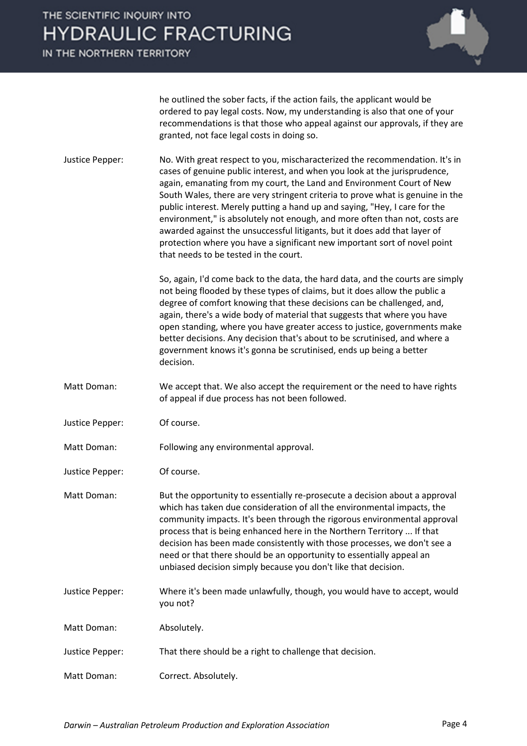he outlined the sober facts, if the action fails, the applicant would be ordered to pay legal costs. Now, my understanding is also that one of your recommendations is that those who appeal against our approvals, if they are granted, not face legal costs in doing so.

Justice Pepper: No. With great respect to you, mischaracterized the recommendation. It's in cases of genuine public interest, and when you look at the jurisprudence, again, emanating from my court, the Land and Environment Court of New South Wales, there are very stringent criteria to prove what is genuine in the public interest. Merely putting a hand up and saying, "Hey, I care for the environment," is absolutely not enough, and more often than not, costs are awarded against the unsuccessful litigants, but it does add that layer of protection where you have a significant new important sort of novel point that needs to be tested in the court.

So, again, I'd come back to the data, the hard data, and the courts are simply not being flooded by these types of claims, but it does allow the public a degree of comfort knowing that these decisions can be challenged, and, again, there's a wide body of material that suggests that where you have open standing, where you have greater access to justice, governments make better decisions. Any decision that's about to be scrutinised, and where a government knows it's gonna be scrutinised, ends up being a better decision.

Matt Doman: We accept that. We also accept the requirement or the need to have rights of appeal if due process has not been followed.

Justice Pepper: Of course.

Matt Doman: Following any environmental approval.

Justice Pepper: Of course.

Matt Doman: But the opportunity to essentially re-prosecute a decision about a approval which has taken due consideration of all the environmental impacts, the community impacts. It's been through the rigorous environmental approval process that is being enhanced here in the Northern Territory ... If that decision has been made consistently with those processes, we don't see a need or that there should be an opportunity to essentially appeal an unbiased decision simply because you don't like that decision.

Justice Pepper: Where it's been made unlawfully, though, you would have to accept, would you not?

Matt Doman: Absolutely.

Justice Pepper: That there should be a right to challenge that decision.

Matt Doman: Correct. Absolutely.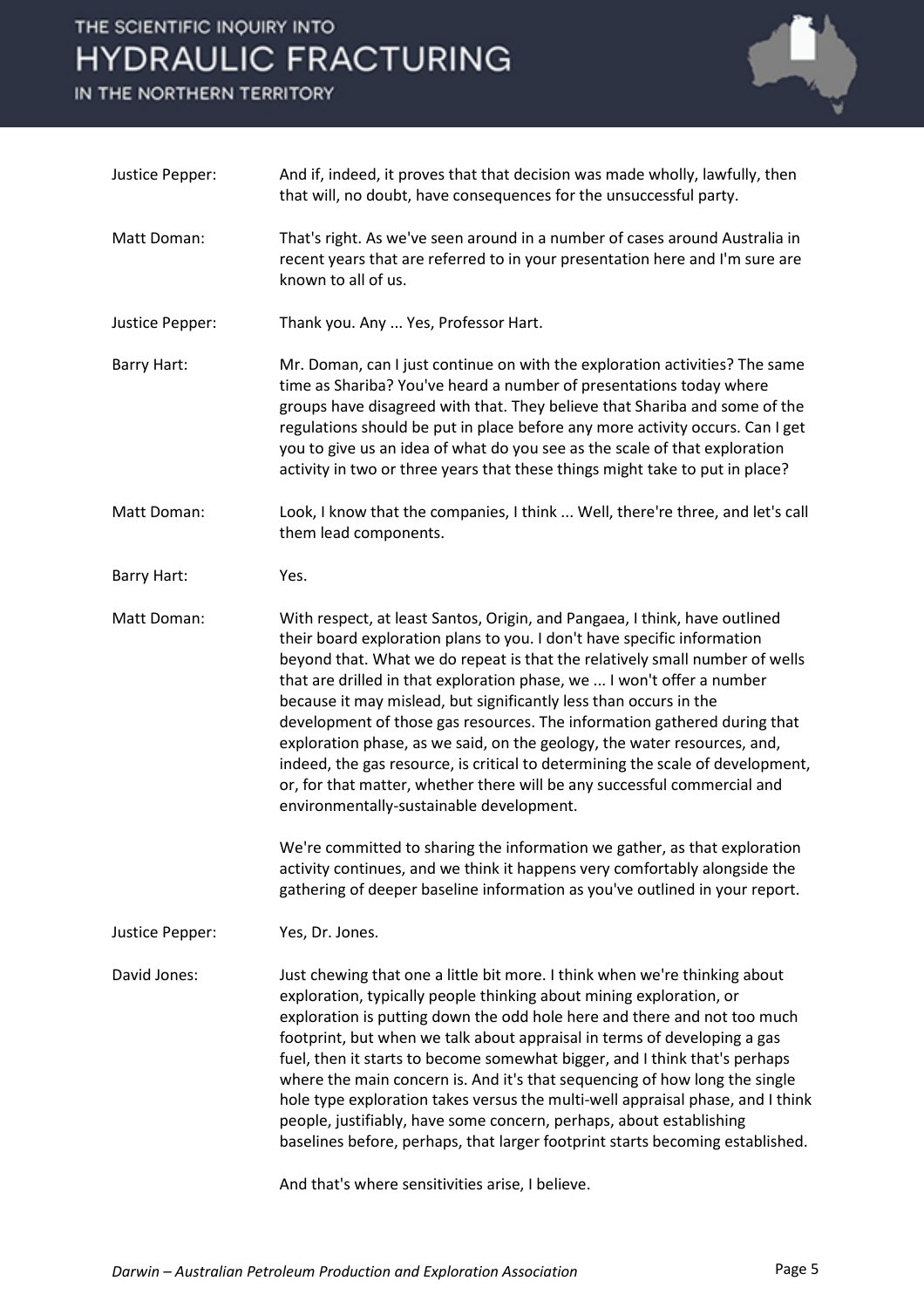Justice Pepper: And if, indeed, it proves that that decision was made wholly, lawfully, then that will, no doubt, have consequences for the unsuccessful party.

Matt Doman: That's right. As we've seen around in a number of cases around Australia in recent years that are referred to in your presentation here and I'm sure are known to all of us.

Justice Pepper: Thank you. Any ... Yes, Professor Hart.

Barry Hart: Mr. Doman, can I just continue on with the exploration activities? The same time as Shariba? You've heard a number of presentations today where groups have disagreed with that. They believe that Shariba and some of the regulations should be put in place before any more activity occurs. Can I get you to give us an idea of what do you see as the scale of that exploration activity in two or three years that these things might take to put in place?

Matt Doman: Look, I know that the companies, I think ... Well, there're three, and let's call them lead components.

Barry Hart: Yes.

Matt Doman: With respect, at least Santos, Origin, and Pangaea, I think, have outlined their board exploration plans to you. I don't have specific information beyond that. What we do repeat is that the relatively small number of wells that are drilled in that exploration phase, we ... I won't offer a number because it may mislead, but significantly less than occurs in the development of those gas resources. The information gathered during that exploration phase, as we said, on the geology, the water resources, and, indeed, the gas resource, is critical to determining the scale of development, or, for that matter, whether there will be any successful commercial and environmentally-sustainable development.

We're committed to sharing the information we gather, as that exploration activity continues, and we think it happens very comfortably alongside the gathering of deeper baseline information as you've outlined in your report.

Justice Pepper: Yes, Dr. Jones.

David Jones: Just chewing that one a little bit more. I think when we're thinking about exploration, typically people thinking about mining exploration, or exploration is putting down the odd hole here and there and not too much footprint, but when we talk about appraisal in terms of developing a gas fuel, then it starts to become somewhat bigger, and I think that's perhaps where the main concern is. And it's that sequencing of how long the single hole type exploration takes versus the multi-well appraisal phase, and I think people, justifiably, have some concern, perhaps, about establishing baselines before, perhaps, that larger footprint starts becoming established.

And that's where sensitivities arise, I believe.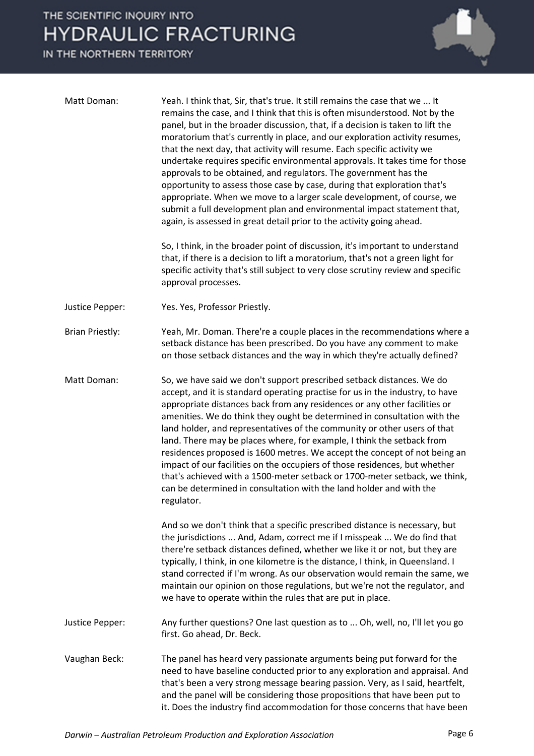Matt Doman: Yeah. I think that, Sir, that's true. It still remains the case that we ... It remains the case, and I think that this is often misunderstood. Not by the panel, but in the broader discussion, that, if a decision is taken to lift the moratorium that's currently in place, and our exploration activity resumes, that the next day, that activity will resume. Each specific activity we undertake requires specific environmental approvals. It takes time for those approvals to be obtained, and regulators. The government has the opportunity to assess those case by case, during that exploration that's appropriate. When we move to a larger scale development, of course, we submit a full development plan and environmental impact statement that, again, is assessed in great detail prior to the activity going ahead.

So, I think, in the broader point of discussion, it's important to understand that, if there is a decision to lift a moratorium, that's not a green light for specific activity that's still subject to very close scrutiny review and specific approval processes.

Justice Pepper: Yes. Yes, Professor Priestly.

Brian Priestly: Yeah, Mr. Doman. There're a couple places in the recommendations where a setback distance has been prescribed. Do you have any comment to make on those setback distances and the way in which they're actually defined?

Matt Doman: So, we have said we don't support prescribed setback distances. We do accept, and it is standard operating practise for us in the industry, to have appropriate distances back from any residences or any other facilities or amenities. We do think they ought be determined in consultation with the land holder, and representatives of the community or other users of that land. There may be places where, for example, I think the setback from residences proposed is 1600 metres. We accept the concept of not being an impact of our facilities on the occupiers of those residences, but whether that's achieved with a 1500-meter setback or 1700-meter setback, we think, can be determined in consultation with the land holder and with the regulator.

And so we don't think that a specific prescribed distance is necessary, but the jurisdictions ... And, Adam, correct me if I misspeak ... We do find that there're setback distances defined, whether we like it or not, but they are typically, I think, in one kilometre is the distance, I think, in Queensland. I stand corrected if I'm wrong. As our observation would remain the same, we maintain our opinion on those regulations, but we're not the regulator, and we have to operate within the rules that are put in place.

Justice Pepper: Any further questions? One last question as to ... Oh, well, no, I'll let you go first. Go ahead, Dr. Beck.

Vaughan Beck: The panel has heard very passionate arguments being put forward for the need to have baseline conducted prior to any exploration and appraisal. And that's been a very strong message bearing passion. Very, as I said, heartfelt, and the panel will be considering those propositions that have been put to it. Does the industry find accommodation for those concerns that have been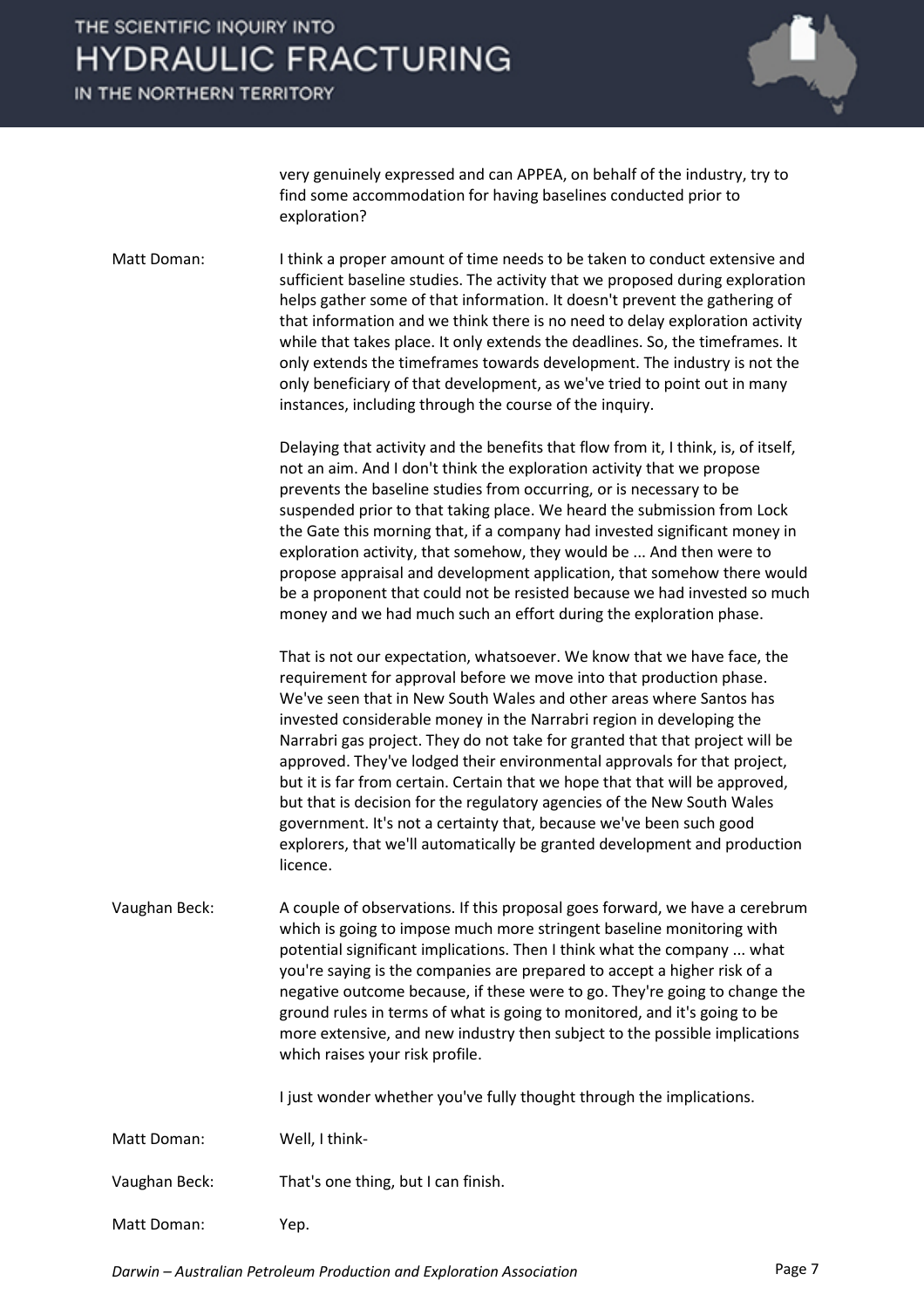very genuinely expressed and can APPEA, on behalf of the industry, try to find some accommodation for having baselines conducted prior to exploration?

Matt Doman: I think a proper amount of time needs to be taken to conduct extensive and sufficient baseline studies. The activity that we proposed during exploration helps gather some of that information. It doesn't prevent the gathering of that information and we think there is no need to delay exploration activity while that takes place. It only extends the deadlines. So, the timeframes. It only extends the timeframes towards development. The industry is not the only beneficiary of that development, as we've tried to point out in many instances, including through the course of the inquiry.

Delaying that activity and the benefits that flow from it, I think, is, of itself, not an aim. And I don't think the exploration activity that we propose prevents the baseline studies from occurring, or is necessary to be suspended prior to that taking place. We heard the submission from Lock the Gate this morning that, if a company had invested significant money in exploration activity, that somehow, they would be ... And then were to propose appraisal and development application, that somehow there would be a proponent that could not be resisted because we had invested so much money and we had much such an effort during the exploration phase.

That is not our expectation, whatsoever. We know that we have face, the requirement for approval before we move into that production phase. We've seen that in New South Wales and other areas where Santos has invested considerable money in the Narrabri region in developing the Narrabri gas project. They do not take for granted that that project will be approved. They've lodged their environmental approvals for that project, but it is far from certain. Certain that we hope that that will be approved, but that is decision for the regulatory agencies of the New South Wales government. It's not a certainty that, because we've been such good explorers, that we'll automatically be granted development and production licence.

Vaughan Beck: A couple of observations. If this proposal goes forward, we have a cerebrum which is going to impose much more stringent baseline monitoring with potential significant implications. Then I think what the company ... what you're saying is the companies are prepared to accept a higher risk of a negative outcome because, if these were to go. They're going to change the ground rules in terms of what is going to monitored, and it's going to be more extensive, and new industry then subject to the possible implications which raises your risk profile.

I just wonder whether you've fully thought through the implications.

Matt Doman: Well, I think-

Vaughan Beck: That's one thing, but I can finish.

Matt Doman: Yep.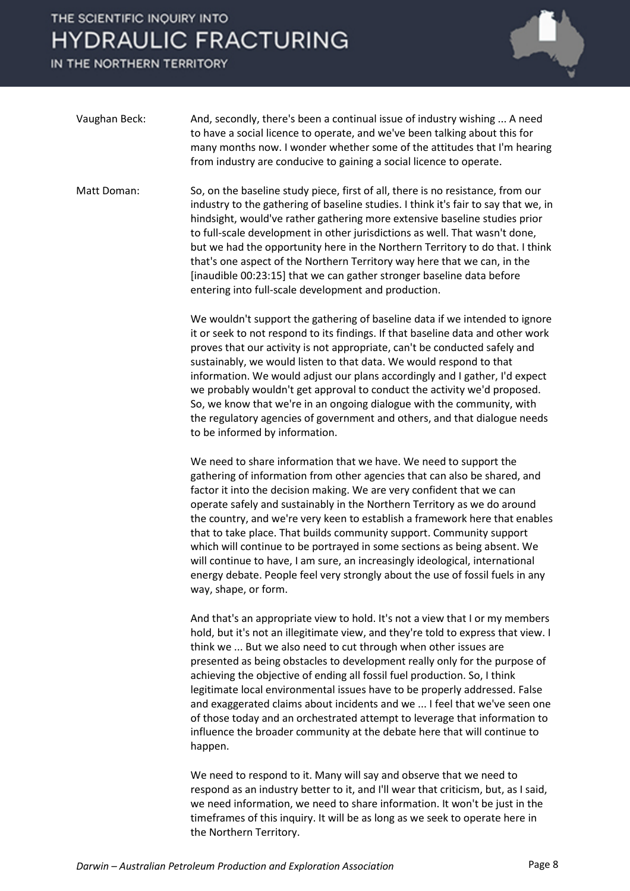Vaughan Beck: And, secondly, there's been a continual issue of industry wishing ... A need to have a social licence to operate, and we've been talking about this for many months now. I wonder whether some of the attitudes that I'm hearing from industry are conducive to gaining a social licence to operate.

Matt Doman: So, on the baseline study piece, first of all, there is no resistance, from our industry to the gathering of baseline studies. I think it's fair to say that we, in hindsight, would've rather gathering more extensive baseline studies prior to full-scale development in other jurisdictions as well. That wasn't done, but we had the opportunity here in the Northern Territory to do that. I think that's one aspect of the Northern Territory way here that we can, in the [inaudible 00:23:15] that we can gather stronger baseline data before entering into full-scale development and production.

We wouldn't support the gathering of baseline data if we intended to ignore it or seek to not respond to its findings. If that baseline data and other work proves that our activity is not appropriate, can't be conducted safely and sustainably, we would listen to that data. We would respond to that information. We would adjust our plans accordingly and I gather, I'd expect we probably wouldn't get approval to conduct the activity we'd proposed. So, we know that we're in an ongoing dialogue with the community, with the regulatory agencies of government and others, and that dialogue needs to be informed by information.

We need to share information that we have. We need to support the gathering of information from other agencies that can also be shared, and factor it into the decision making. We are very confident that we can operate safely and sustainably in the Northern Territory as we do around the country, and we're very keen to establish a framework here that enables that to take place. That builds community support. Community support which will continue to be portrayed in some sections as being absent. We will continue to have, I am sure, an increasingly ideological, international energy debate. People feel very strongly about the use of fossil fuels in any way, shape, or form.

And that's an appropriate view to hold. It's not a view that I or my members hold, but it's not an illegitimate view, and they're told to express that view. I think we ... But we also need to cut through when other issues are presented as being obstacles to development really only for the purpose of achieving the objective of ending all fossil fuel production. So, I think legitimate local environmental issues have to be properly addressed. False and exaggerated claims about incidents and we ... I feel that we've seen one of those today and an orchestrated attempt to leverage that information to influence the broader community at the debate here that will continue to happen.

We need to respond to it. Many will say and observe that we need to respond as an industry better to it, and I'll wear that criticism, but, as I said, we need information, we need to share information. It won't be just in the timeframes of this inquiry. It will be as long as we seek to operate here in the Northern Territory.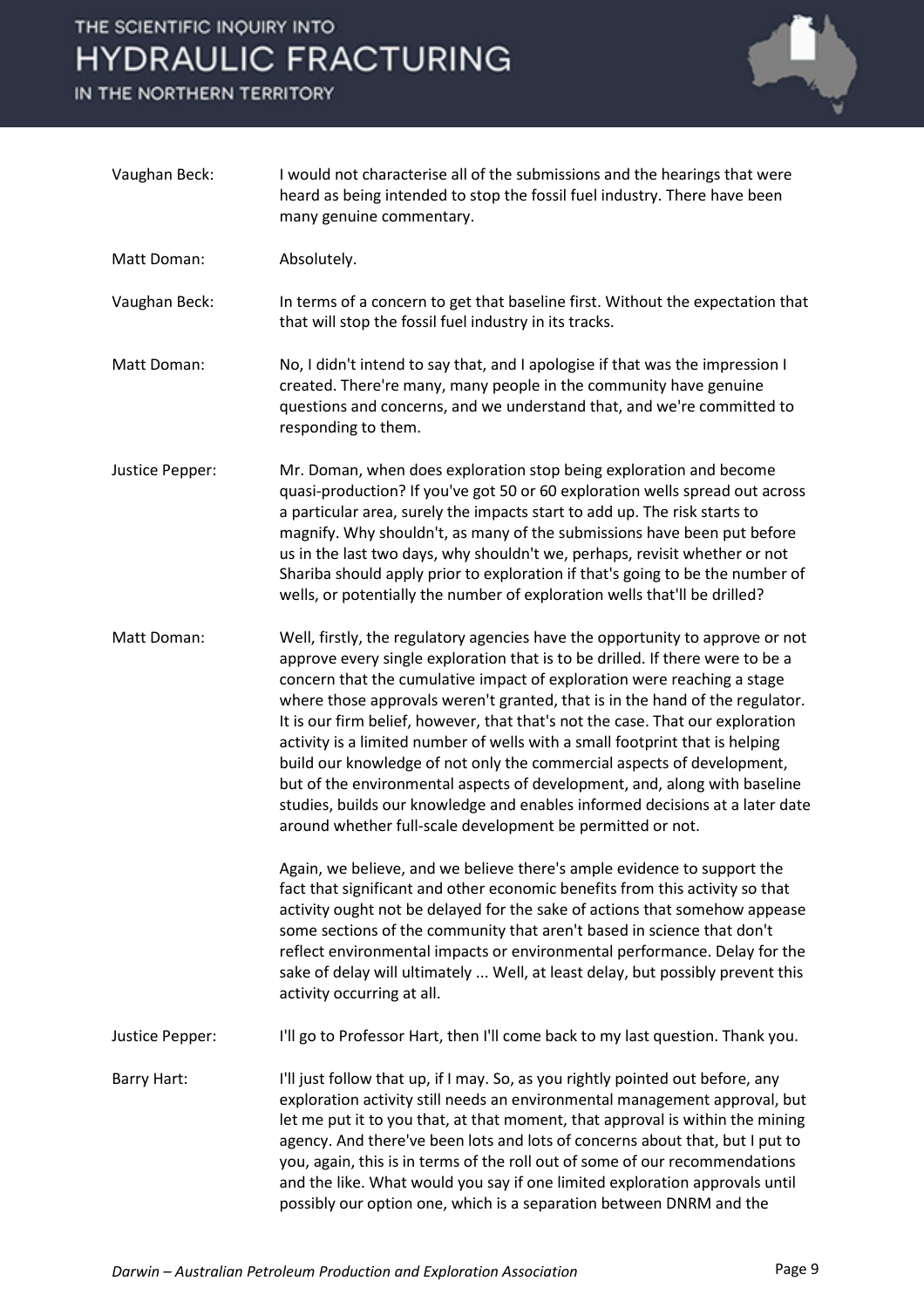Vaughan Beck: I would not characterise all of the submissions and the hearings that were heard as being intended to stop the fossil fuel industry. There have been many genuine commentary.

Matt Doman: Absolutely.

Vaughan Beck: In terms of a concern to get that baseline first. Without the expectation that that will stop the fossil fuel industry in its tracks.

Matt Doman: No, I didn't intend to say that, and I apologise if that was the impression I created. There're many, many people in the community have genuine questions and concerns, and we understand that, and we're committed to responding to them.

Justice Pepper: Mr. Doman, when does exploration stop being exploration and become quasi-production? If you've got 50 or 60 exploration wells spread out across a particular area, surely the impacts start to add up. The risk starts to magnify. Why shouldn't, as many of the submissions have been put before us in the last two days, why shouldn't we, perhaps, revisit whether or not Shariba should apply prior to exploration if that's going to be the number of wells, or potentially the number of exploration wells that'll be drilled?

Matt Doman: Well, firstly, the regulatory agencies have the opportunity to approve or not approve every single exploration that is to be drilled. If there were to be a concern that the cumulative impact of exploration were reaching a stage where those approvals weren't granted, that is in the hand of the regulator. It is our firm belief, however, that that's not the case. That our exploration activity is a limited number of wells with a small footprint that is helping build our knowledge of not only the commercial aspects of development, but of the environmental aspects of development, and, along with baseline studies, builds our knowledge and enables informed decisions at a later date around whether full-scale development be permitted or not.

Again, we believe, and we believe there's ample evidence to support the fact that significant and other economic benefits from this activity so that activity ought not be delayed for the sake of actions that somehow appease some sections of the community that aren't based in science that don't reflect environmental impacts or environmental performance. Delay for the sake of delay will ultimately ... Well, at least delay, but possibly prevent this activity occurring at all.

Justice Pepper: I'll go to Professor Hart, then I'll come back to my last question. Thank you.

Barry Hart: I'll just follow that up, if I may. So, as you rightly pointed out before, any exploration activity still needs an environmental management approval, but let me put it to you that, at that moment, that approval is within the mining agency. And there've been lots and lots of concerns about that, but I put to you, again, this is in terms of the roll out of some of our recommendations and the like. What would you say if one limited exploration approvals until possibly our option one, which is a separation between DNRM and the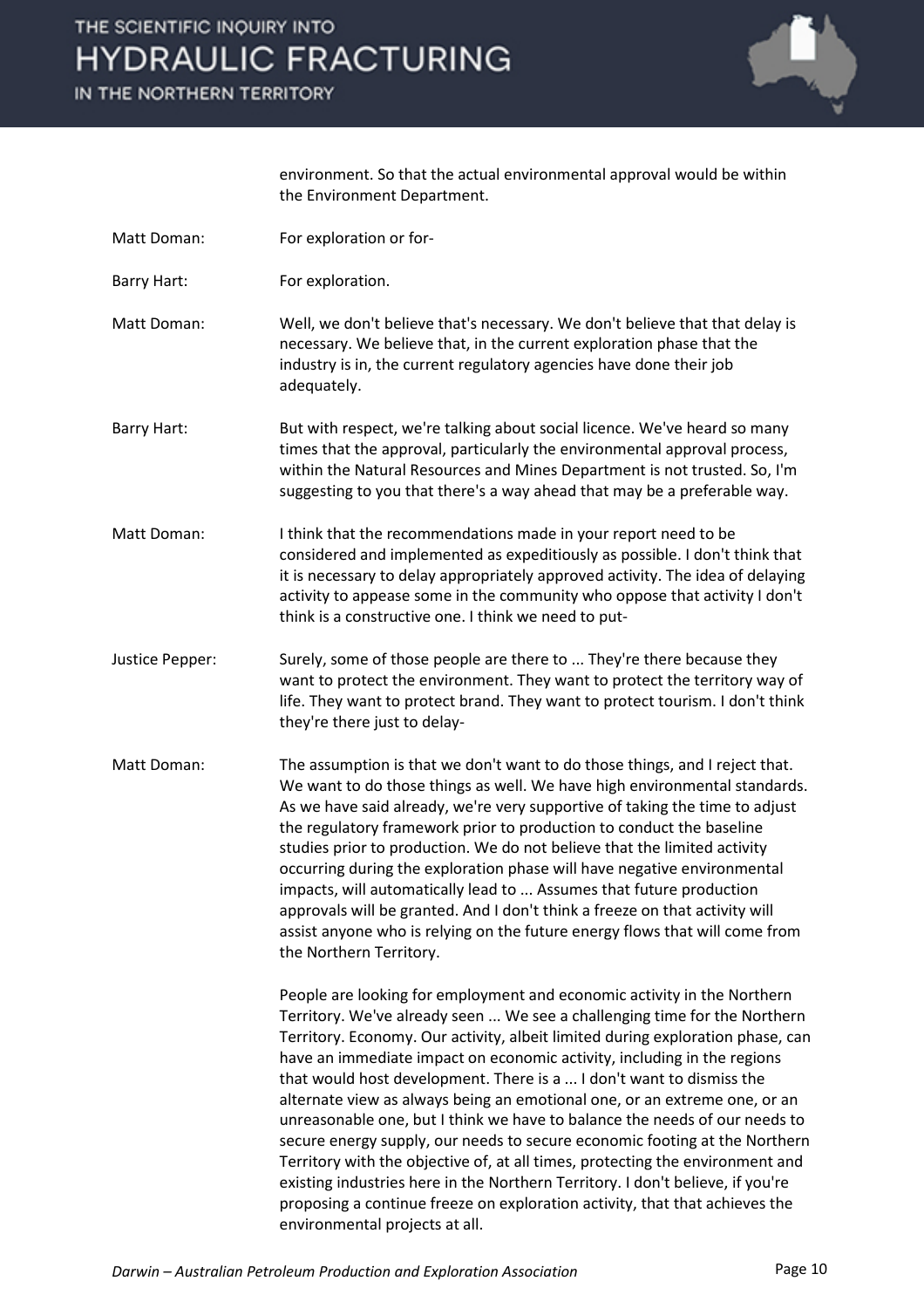environment. So that the actual environmental approval would be within the Environment Department.

**Matt Doman:** For exploration or for-

**Barry Hart:** For exploration.

**Matt Doman:** Well, we don't believe that's necessary. We don't believe that that delay is necessary. We believe that, in the current exploration phase that the industry is in, the current regulatory agencies have done their job adequately.

**Barry Hart:** But with respect, we're talking about social licence. We've heard so many times that the approval, particularly the environmental approval process, within the Natural Resources and Mines Department is not trusted. So, I'm suggesting to you that there's a way ahead that may be a preferable way.

**Matt Doman:** I think that the recommendations made in your report need to be considered and implemented as expeditiously as possible. I don't think that it is necessary to delay appropriately approved activity. The idea of delaying activity to appease some in the community who oppose that activity I don't think is a constructive one. I think we need to put-

**Justice Pepper:** Surely, some of those people are there to ... They're there because they want to protect the environment. They want to protect the territory way of life. They want to protect brand. They want to protect tourism. I don't think they're there just to delay-

**Matt Doman:** The assumption is that we don't want to do those things, and I reject that. We want to do those things as well. We have high environmental standards. As we have said already, we're very supportive of taking the time to adjust the regulatory framework prior to production to conduct the baseline studies prior to production. We do not believe that the limited activity occurring during the exploration phase will have negative environmental impacts, will automatically lead to ... Assumes that future production approvals will be granted. And I don't think a freeze on that activity will assist anyone who is relying on the future energy flows that will come from the Northern Territory.

People are looking for employment and economic activity in the Northern Territory. We've already seen ... We see a challenging time for the Northern Territory. Economy. Our activity, albeit limited during exploration phase, can have an immediate impact on economic activity, including in the regions that would host development. There is a ... I don't want to dismiss the alternate view as always being an emotional one, or an extreme one, or an unreasonable one, but I think we have to balance the needs of our needs to secure energy supply, our needs to secure economic footing at the Northern Territory with the objective of, at all times, protecting the environment and existing industries here in the Northern Territory. I don't believe, if you're proposing a continue freeze on exploration activity, that that achieves the environmental projects at all.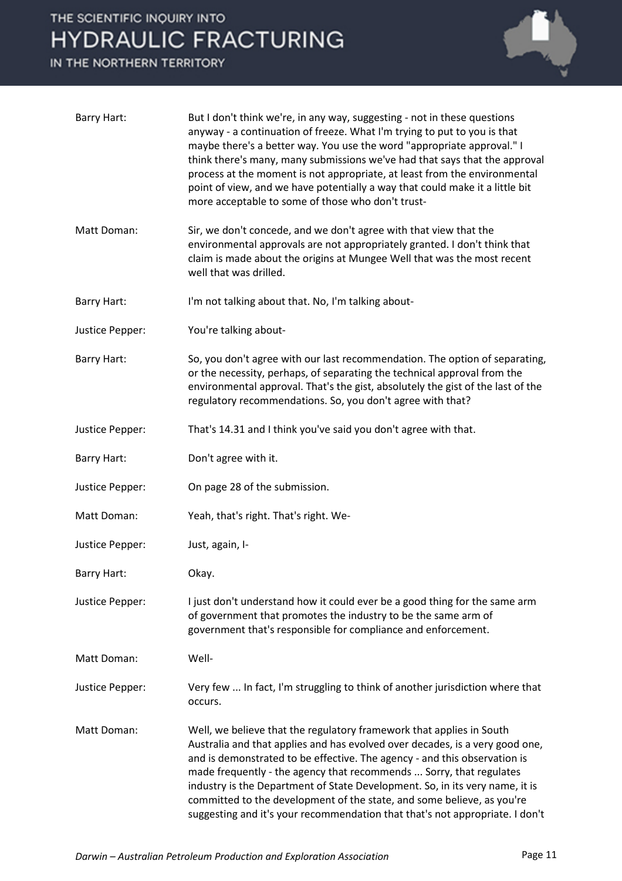Barry Hart: But I don't think we're, in any way, suggesting - not in these questions anyway - a continuation of freeze. What I'm trying to put to you is that maybe there's a better way. You use the word "appropriate approval." I think there's many, many submissions we've had that says that the approval process at the moment is not appropriate, at least from the environmental point of view, and we have potentially a way that could make it a little bit more acceptable to some of those who don't trust-

Matt Doman: Sir, we don't concede, and we don't agree with that view that the environmental approvals are not appropriately granted. I don't think that claim is made about the origins at Mungee Well that was the most recent well that was drilled.

Barry Hart: I'm not talking about that. No, I'm talking about-

Justice Pepper: You're talking about-

Barry Hart: So, you don't agree with our last recommendation. The option of separating, or the necessity, perhaps, of separating the technical approval from the environmental approval. That's the gist, absolutely the gist of the last of the regulatory recommendations. So, you don't agree with that?

Justice Pepper: That's 14.31 and I think you've said you don't agree with that.

Barry Hart: Don't agree with it.

Justice Pepper: On page 28 of the submission.

Matt Doman: Yeah, that's right. That's right. We-

Justice Pepper: Just, again, I-

Barry Hart: Okay.

Justice Pepper: I just don't understand how it could ever be a good thing for the same arm of government that promotes the industry to be the same arm of government that's responsible for compliance and enforcement.

Matt Doman: Well-

Justice Pepper: Very few ... In fact, I'm struggling to think of another jurisdiction where that occurs.

Matt Doman: Well, we believe that the regulatory framework that applies in South Australia and that applies and has evolved over decades, is a very good one, and is demonstrated to be effective. The agency - and this observation is made frequently - the agency that recommends ... Sorry, that regulates industry is the Department of State Development. So, in its very name, it is committed to the development of the state, and some believe, as you're suggesting and it's your recommendation that that's not appropriate. I don't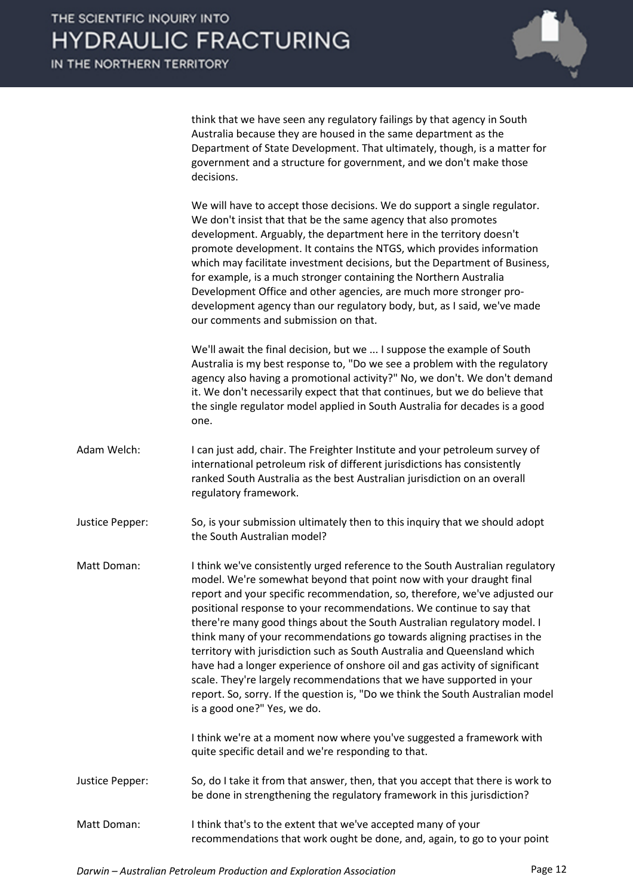think that we have seen any regulatory failings by that agency in South Australia because they are housed in the same department as the Department of State Development. That ultimately, though, is a matter for government and a structure for government, and we don't make those decisions.

We will have to accept those decisions. We do support a single regulator. We don't insist that that be the same agency that also promotes development. Arguably, the department here in the territory doesn't promote development. It contains the NTGS, which provides information which may facilitate investment decisions, but the Department of Business, for example, is a much stronger containing the Northern Australia Development Office and other agencies, are much more stronger pro-development agency than our regulatory body, but, as I said, we've made our comments and submission on that.

We'll await the final decision, but we ... I suppose the example of South Australia is my best response to, "Do we see a problem with the regulatory agency also having a promotional activity?" No, we don't. We don't demand it. We don't necessarily expect that that continues, but we do believe that the single regulator model applied in South Australia for decades is a good one.

Adam Welch: I can just add, chair. The Freighter Institute and your petroleum survey of international petroleum risk of different jurisdictions has consistently ranked South Australia as the best Australian jurisdiction on an overall regulatory framework.

Justice Pepper: So, is your submission ultimately then to this inquiry that we should adopt the South Australian model?

Matt Doman: I think we've consistently urged reference to the South Australian regulatory model. We're somewhat beyond that point now with your draught final report and your specific recommendation, so, therefore, we've adjusted our positional response to your recommendations. We continue to say that there're many good things about the South Australian regulatory model. I think many of your recommendations go towards aligning practises in the territory with jurisdiction such as South Australia and Queensland which have had a longer experience of onshore oil and gas activity of significant scale. They're largely recommendations that we have supported in your report. So, sorry. If the question is, "Do we think the South Australian model is a good one?" Yes, we do.

I think we're at a moment now where you've suggested a framework with quite specific detail and we're responding to that.

Justice Pepper: So, do I take it from that answer, then, that you accept that there is work to be done in strengthening the regulatory framework in this jurisdiction?

Matt Doman: I think that's to the extent that we've accepted many of your recommendations that work ought be done, and, again, to go to your point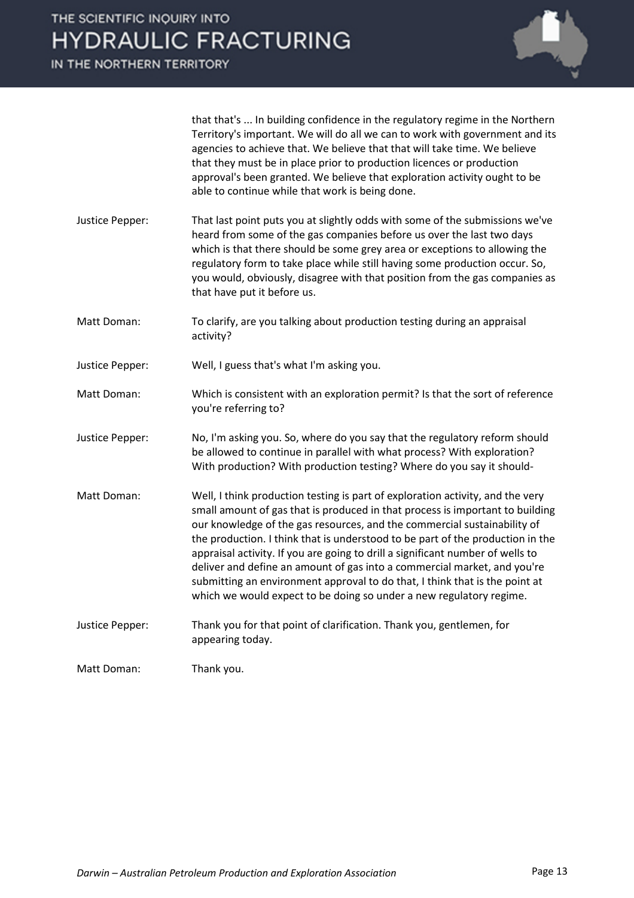that that's ... In building confidence in the regulatory regime in the Northern Territory's important. We will do all we can to work with government and its agencies to achieve that. We believe that that will take time. We believe that they must be in place prior to production licences or production approval's been granted. We believe that exploration activity ought to be able to continue while that work is being done.

Justice Pepper: That last point puts you at slightly odds with some of the submissions we've heard from some of the gas companies before us over the last two days which is that there should be some grey area or exceptions to allowing the regulatory form to take place while still having some production occur. So, you would, obviously, disagree with that position from the gas companies as that have put it before us.

Matt Doman: To clarify, are you talking about production testing during an appraisal activity?

Justice Pepper: Well, I guess that's what I'm asking you.

Matt Doman: Which is consistent with an exploration permit? Is that the sort of reference you're referring to?

Justice Pepper: No, I'm asking you. So, where do you say that the regulatory reform should be allowed to continue in parallel with what process? With exploration? With production? With production testing? Where do you say it should-

Matt Doman: Well, I think production testing is part of exploration activity, and the very small amount of gas that is produced in that process is important to building our knowledge of the gas resources, and the commercial sustainability of the production. I think that is understood to be part of the production in the appraisal activity. If you are going to drill a significant number of wells to deliver and define an amount of gas into a commercial market, and you're submitting an environment approval to do that, I think that is the point at which we would expect to be doing so under a new regulatory regime.

Justice Pepper: Thank you for that point of clarification. Thank you, gentlemen, for appearing today.

Matt Doman: Thank you.